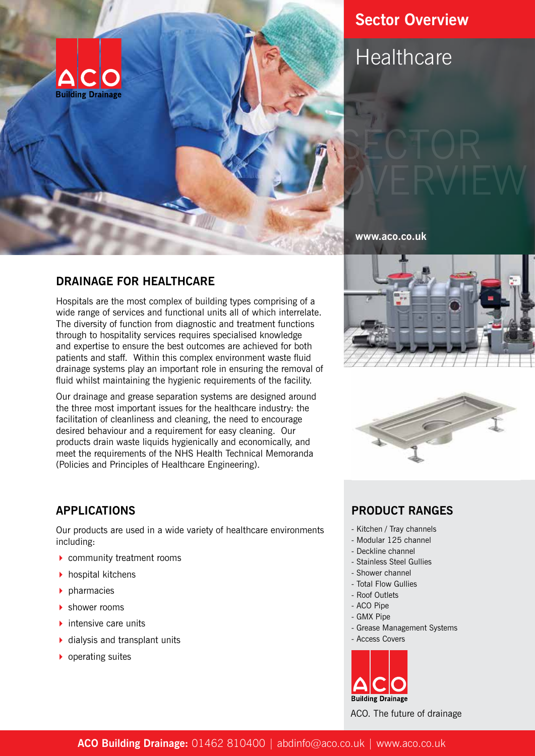# Sector Overview

## Healthcare

SECTOR OVERVIEW

www.aco.co.uk

## DRAINAGE FOR HEALTHCARE

Hospitals are the most complex of building types comprising of a wide range of services and functional units all of which interrelate. The diversity of function from diagnostic and treatment functions through to hospitality services requires specialised knowledge and expertise to ensure the best outcomes are achieved for both patients and staff. Within this complex environment waste fluid drainage systems play an important role in ensuring the removal of fluid whilst maintaining the hygienic requirements of the facility.

Our drainage and grease separation systems are designed around the three most important issues for the healthcare industry: the facilitation of cleanliness and cleaning, the need to encourage desired behaviour and a requirement for easy cleaning. Our products drain waste liquids hygienically and economically, and meet the requirements of the NHS Health Technical Memoranda (Policies and Principles of Healthcare Engineering).

## APPLICATIONS

Our products are used in a wide variety of healthcare environments including:

- community treatment rooms
- hospital kitchens
- pharmacies
- shower rooms
- intensive care units
- dialysis and transplant units
- operating suites

## PRODUCT RANGES

- Kitchen / Tray channels
- Modular 125 channel
- Deckline channel
- Stainless Steel Gullies
- Shower channel
- Total Flow Gullies
- Roof Outlets
- ACO Pipe
- GMX Pipe
- Grease Management Systems
- Access Covers

ACO Building Drainage

ACO. The future of drainage

**ACO Building Drainage:** 01462 810400 | abdinfo@aco.co.uk | www.aco.co.uk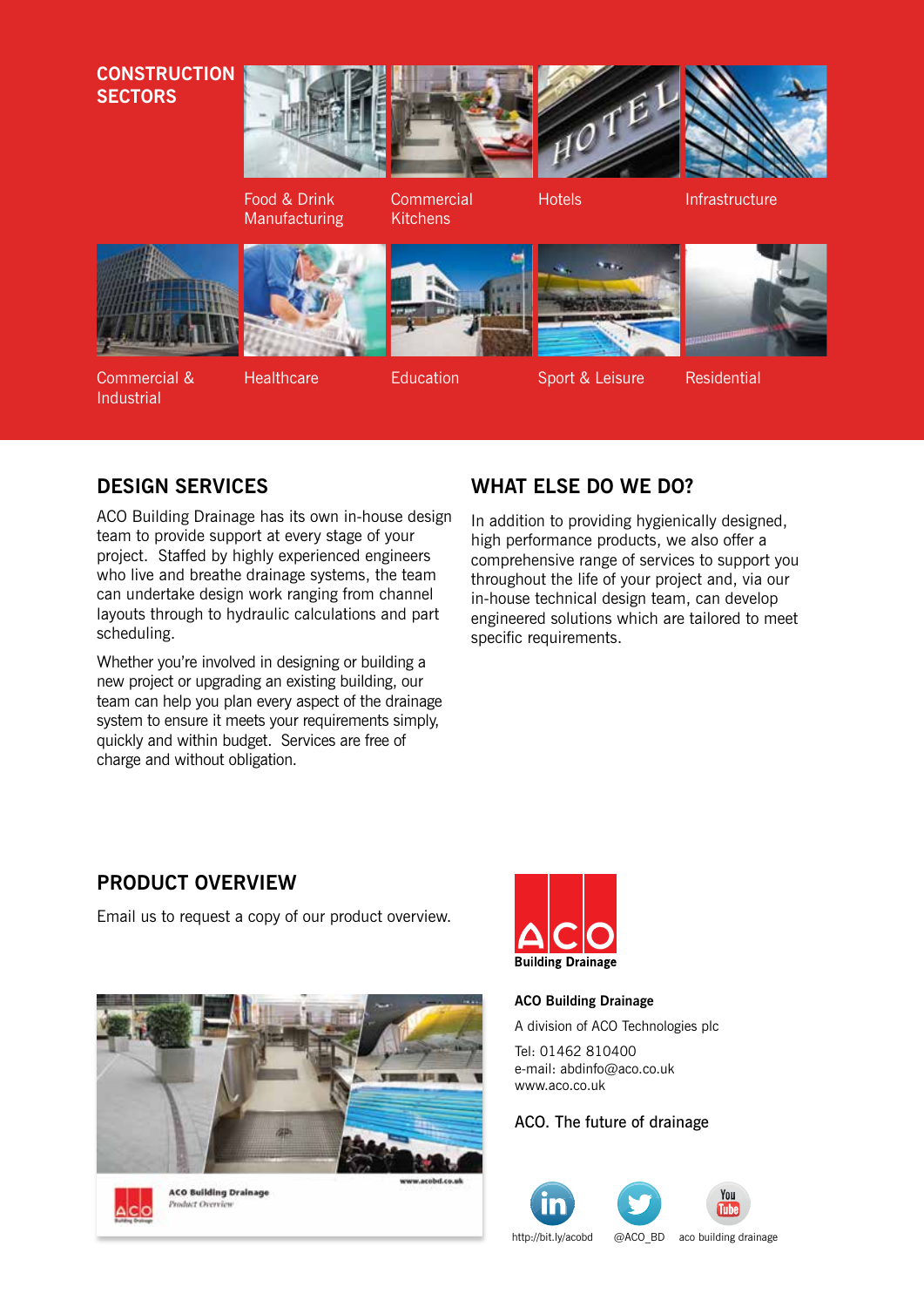## CONSTRUCTION SECTORS

Food & Drink Manufacturing

Commercial Kitchens

Hotels

Infrastructure

Commercial & Industrial

Healthcare

Education

Sport & Leisure

Residential

## DESIGN SERVICES

ACO Building Drainage has its own in-house design team to provide support at every stage of your project. Staffed by highly experienced engineers who live and breathe drainage systems, the team can undertake design work ranging from channel layouts through to hydraulic calculations and part scheduling.

Whether you're involved in designing or building a new project or upgrading an existing building, our team can help you plan every aspect of the drainage system to ensure it meets your requirements simply, quickly and within budget. Services are free of charge and without obligation.

## WHAT ELSE DO WE DO?

In addition to providing hygienically designed, high performance products, we also offer a comprehensive range of services to support you throughout the life of your project and, via our in-house technical design team, can develop engineered solutions which are tailored to meet specific requirements.

## PRODUCT OVERVIEW

Email us to request a copy of our product overview.

ACO Building Drainage
Product Overview
www.acobd.co.uk

ACO
Building Drainage

**ACO Building Drainage**

A division of ACO Technologies plc

Tel: 01462 810400
e-mail: abdinfo@aco.co.uk
www.aco.co.uk

ACO. The future of drainage

http://bit.ly/acobd @ACO_BD aco building drainage